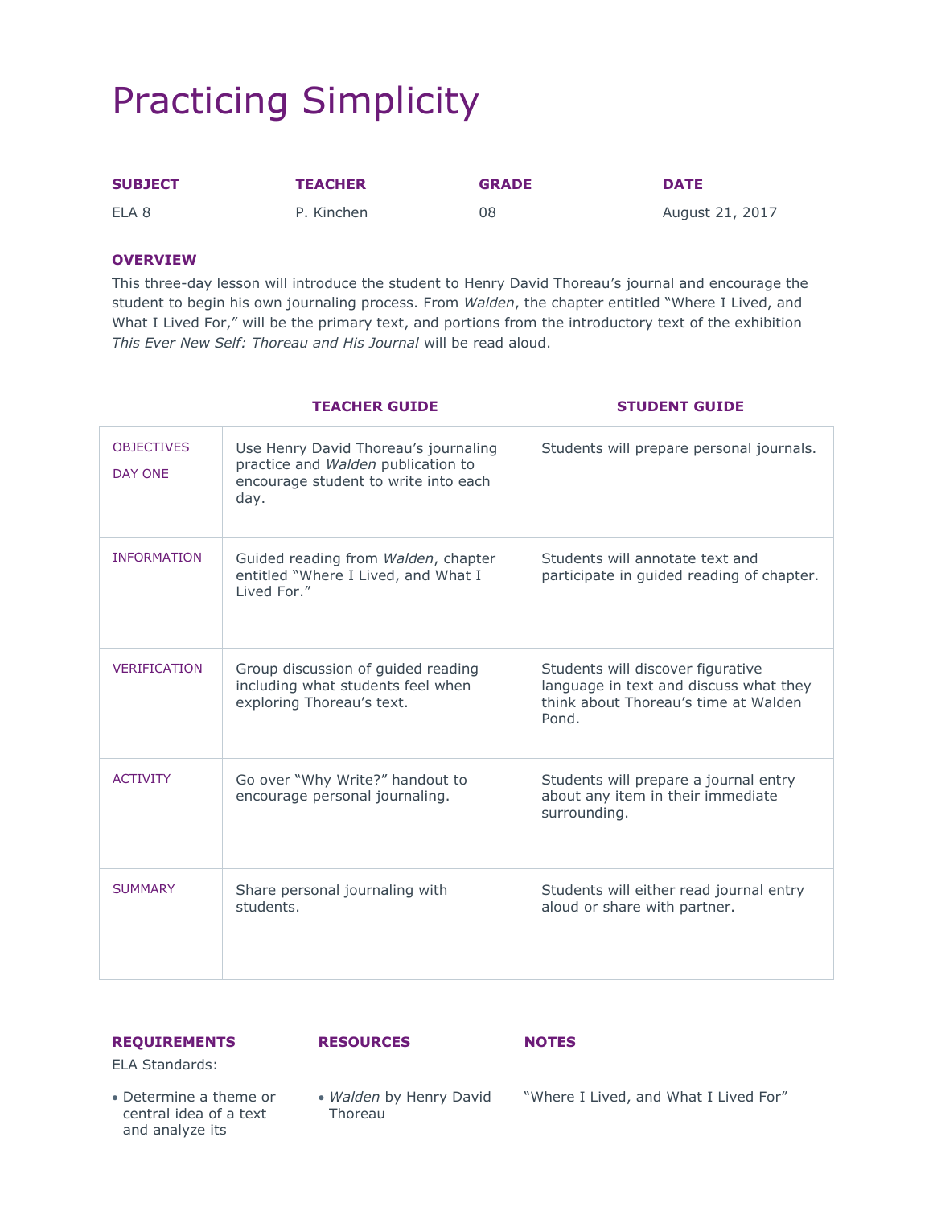# Practicing Simplicity

| SUBJECT | TEACHER | GRADE | DATE |
|---|---|---|---|
| ELA 8 | P. Kinchen | 08 | August 21, 2017 |

**OVERVIEW**

This three-day lesson will introduce the student to Henry David Thoreau's journal and encourage the student to begin his own journaling process. From *Walden*, the chapter entitled "Where I Lived, and What I Lived For," will be the primary text, and portions from the introductory text of the exhibition *This Ever New Self: Thoreau and His Journal* will be read aloud.

| | TEACHER GUIDE | STUDENT GUIDE |
|---|---|---|
| OBJECTIVES<br>DAY ONE | Use Henry David Thoreau's journaling practice and *Walden* publication to encourage student to write into each day. | Students will prepare personal journals. |
| INFORMATION | Guided reading from *Walden*, chapter entitled "Where I Lived, and What I Lived For." | Students will annotate text and participate in guided reading of chapter. |
| VERIFICATION | Group discussion of guided reading including what students feel when exploring Thoreau's text. | Students will discover figurative language in text and discuss what they think about Thoreau's time at Walden Pond. |
| ACTIVITY | Go over "Why Write?" handout to encourage personal journaling. | Students will prepare a journal entry about any item in their immediate surrounding. |
| SUMMARY | Share personal journaling with students. | Students will either read journal entry aloud or share with partner. |

**REQUIREMENTS**

ELA Standards:

- Determine a theme or central idea of a text and analyze its

**RESOURCES**

- *Walden* by Henry David Thoreau

**NOTES**

"Where I Lived, and What I Lived For"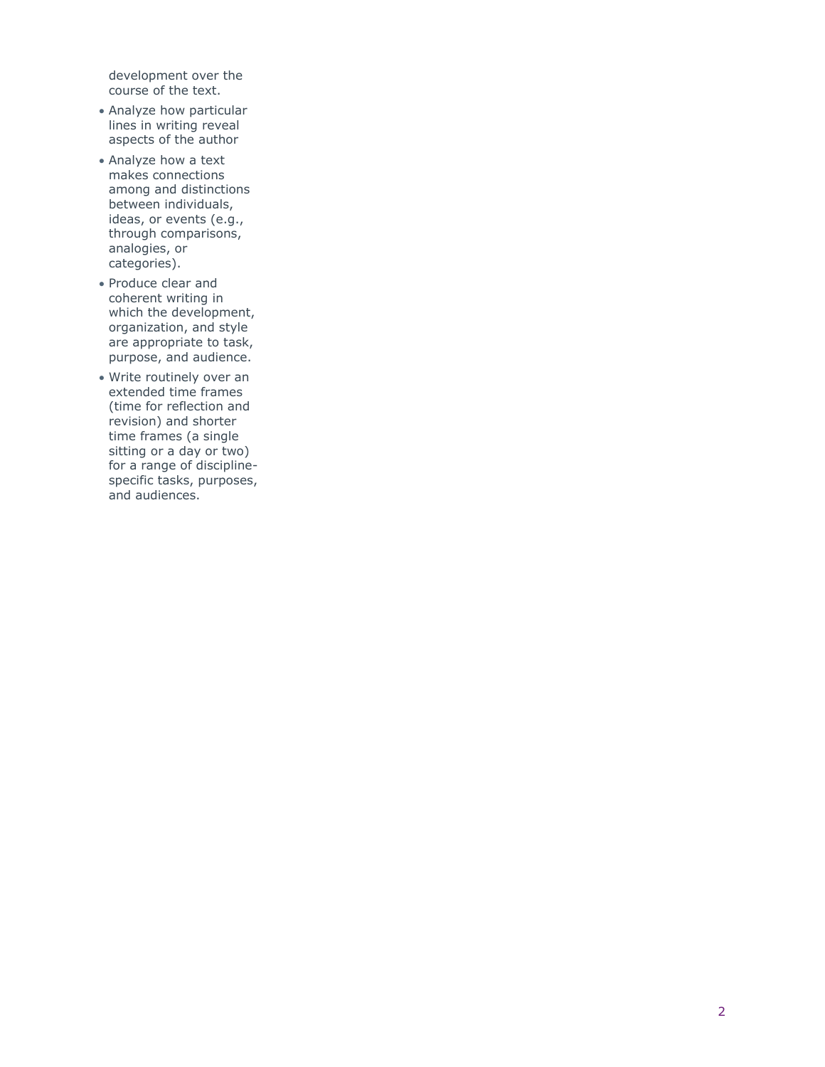development over the course of the text.

- Analyze how particular lines in writing reveal aspects of the author
- Analyze how a text makes connections among and distinctions between individuals, ideas, or events (e.g., through comparisons, analogies, or categories).
- Produce clear and coherent writing in which the development, organization, and style are appropriate to task, purpose, and audience.
- Write routinely over an extended time frames (time for reflection and revision) and shorter time frames (a single sitting or a day or two) for a range of discipline-specific tasks, purposes, and audiences.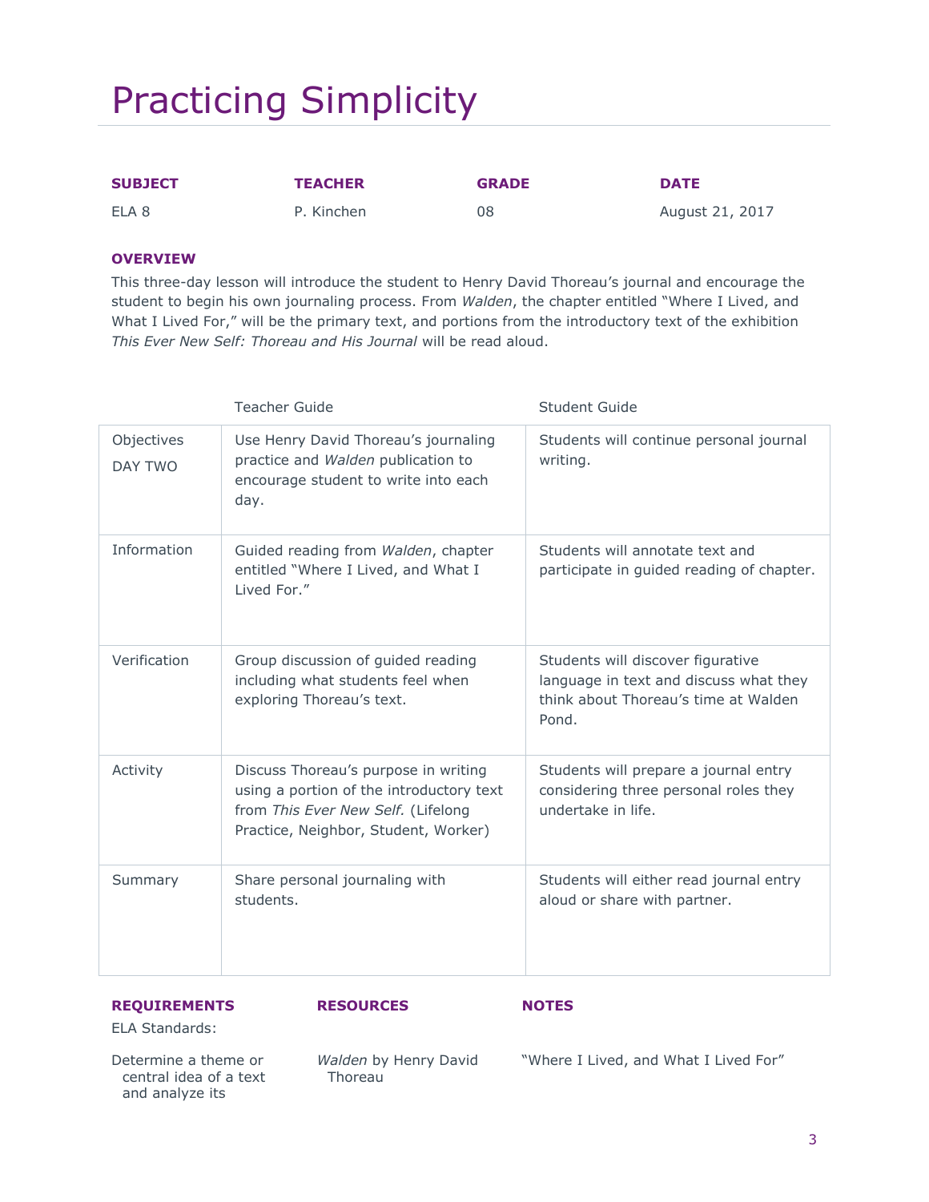# Practicing Simplicity

| **SUBJECT** | **TEACHER** | **GRADE** | **DATE** |
|---|---|---|---|
| ELA 8 | P. Kinchen | 08 | August 21, 2017 |

**OVERVIEW**

This three-day lesson will introduce the student to Henry David Thoreau's journal and encourage the student to begin his own journaling process. From *Walden*, the chapter entitled "Where I Lived, and What I Lived For," will be the primary text, and portions from the introductory text of the exhibition *This Ever New Self: Thoreau and His Journal* will be read aloud.

| | Teacher Guide | Student Guide |
|---|---|---|
| Objectives<br>DAY TWO | Use Henry David Thoreau's journaling practice and *Walden* publication to encourage student to write into each day. | Students will continue personal journal writing. |
| Information | Guided reading from *Walden*, chapter entitled "Where I Lived, and What I Lived For." | Students will annotate text and participate in guided reading of chapter. |
| Verification | Group discussion of guided reading including what students feel when exploring Thoreau's text. | Students will discover figurative language in text and discuss what they think about Thoreau's time at Walden Pond. |
| Activity | Discuss Thoreau's purpose in writing using a portion of the introductory text from *This Ever New Self.* (Lifelong Practice, Neighbor, Student, Worker) | Students will prepare a journal entry considering three personal roles they undertake in life. |
| Summary | Share personal journaling with students. | Students will either read journal entry aloud or share with partner. |

**REQUIREMENTS**

ELA Standards:

- Determine a theme or central idea of a text and analyze its

**RESOURCES**

- *Walden* by Henry David Thoreau

**NOTES**

"Where I Lived, and What I Lived For"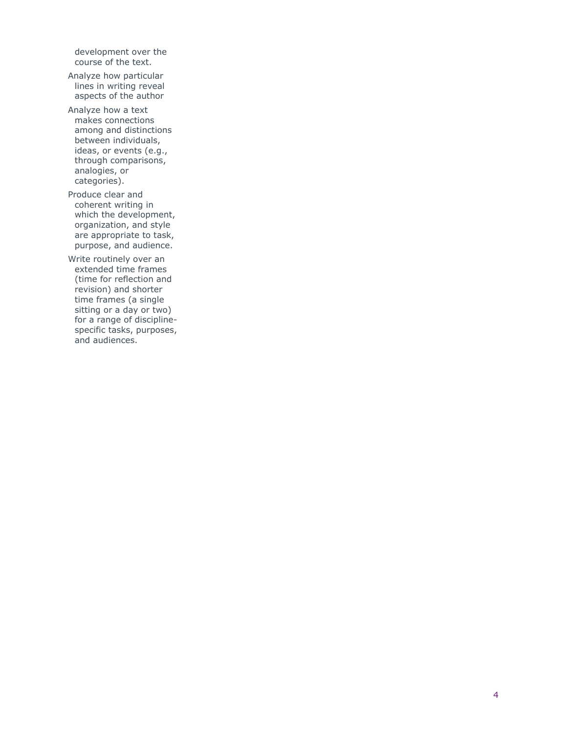development over the course of the text.

Analyze how particular lines in writing reveal aspects of the author

Analyze how a text makes connections among and distinctions between individuals, ideas, or events (e.g., through comparisons, analogies, or categories).

Produce clear and coherent writing in which the development, organization, and style are appropriate to task, purpose, and audience.

Write routinely over an extended time frames (time for reflection and revision) and shorter time frames (a single sitting or a day or two) for a range of discipline-specific tasks, purposes, and audiences.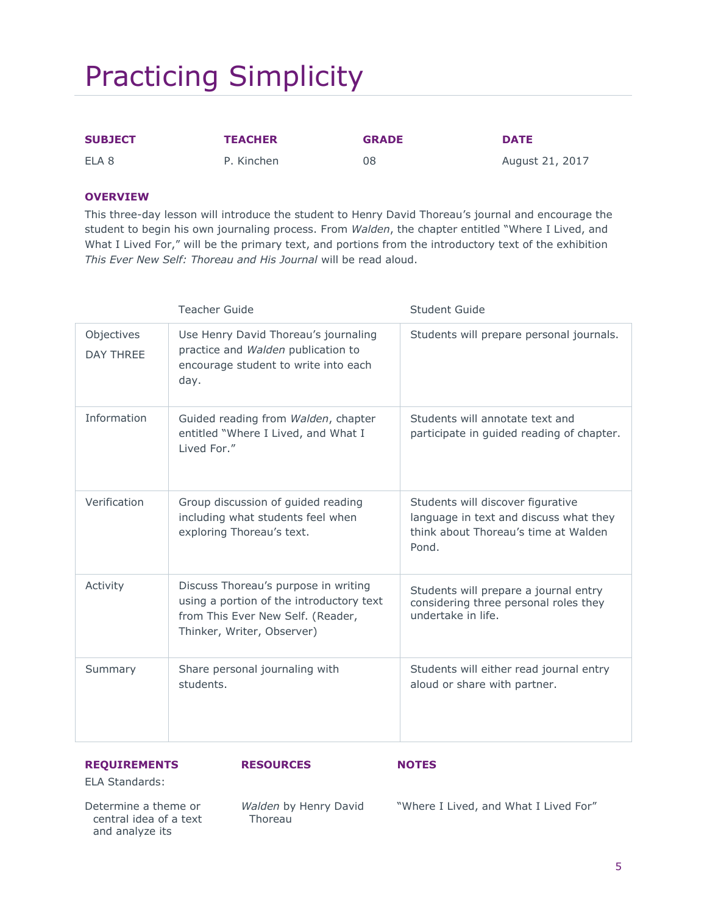# Practicing Simplicity

| SUBJECT | TEACHER | GRADE | DATE |
|---|---|---|---|
| ELA 8 | P. Kinchen | 08 | August 21, 2017 |

**OVERVIEW**

This three-day lesson will introduce the student to Henry David Thoreau's journal and encourage the student to begin his own journaling process. From *Walden*, the chapter entitled "Where I Lived, and What I Lived For," will be the primary text, and portions from the introductory text of the exhibition *This Ever New Self: Thoreau and His Journal* will be read aloud.

| | Teacher Guide | Student Guide |
|---|---|---|
| Objectives<br>DAY THREE | Use Henry David Thoreau's journaling practice and *Walden* publication to encourage student to write into each day. | Students will prepare personal journals. |
| Information | Guided reading from *Walden*, chapter entitled "Where I Lived, and What I Lived For." | Students will annotate text and participate in guided reading of chapter. |
| Verification | Group discussion of guided reading including what students feel when exploring Thoreau's text. | Students will discover figurative language in text and discuss what they think about Thoreau's time at Walden Pond. |
| Activity | Discuss Thoreau's purpose in writing using a portion of the introductory text from This Ever New Self. (Reader, Thinker, Writer, Observer) | Students will prepare a journal entry considering three personal roles they undertake in life. |
| Summary | Share personal journaling with students. | Students will either read journal entry aloud or share with partner. |

**REQUIREMENTS**

ELA Standards:

Determine a theme or central idea of a text and analyze its

**RESOURCES**

*Walden* by Henry David Thoreau

**NOTES**

"Where I Lived, and What I Lived For"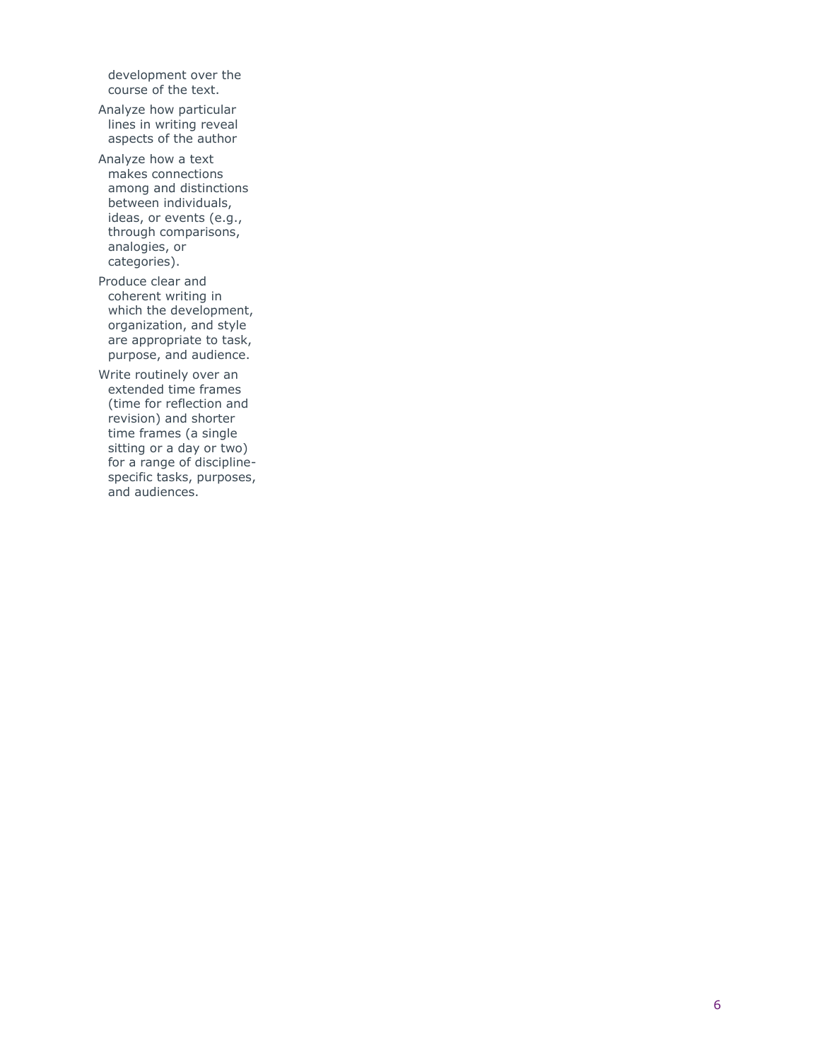development over the course of the text.

Analyze how particular lines in writing reveal aspects of the author

Analyze how a text makes connections among and distinctions between individuals, ideas, or events (e.g., through comparisons, analogies, or categories).

Produce clear and coherent writing in which the development, organization, and style are appropriate to task, purpose, and audience.

Write routinely over an extended time frames (time for reflection and revision) and shorter time frames (a single sitting or a day or two) for a range of discipline-specific tasks, purposes, and audiences.